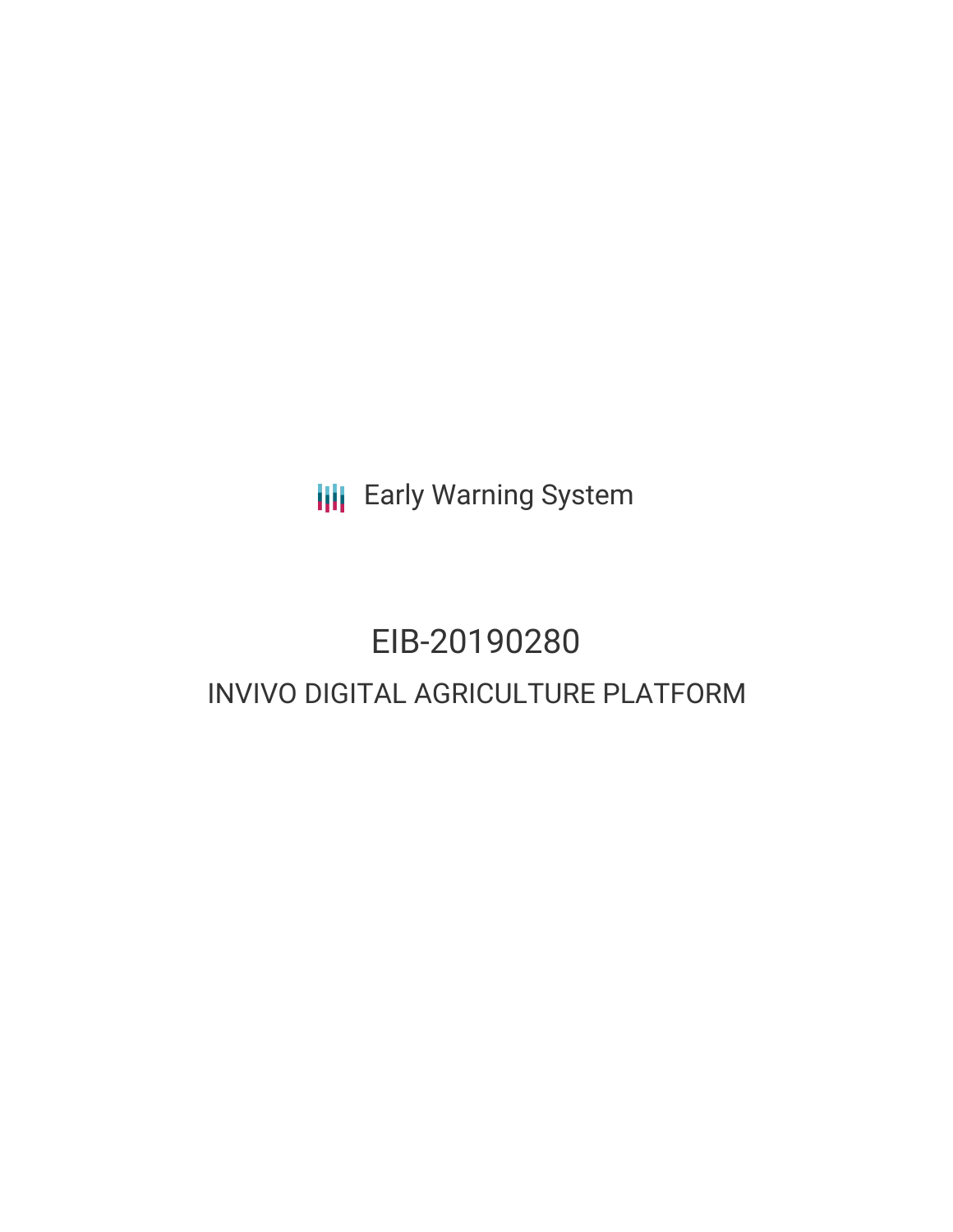Early Warning System

# EIB-20190280

## INVIVO DIGITAL AGRICULTURE PLATFORM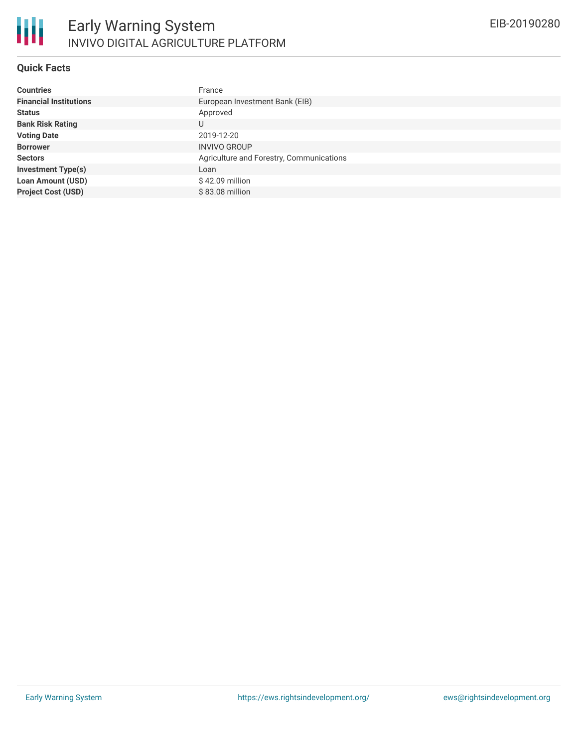## Quick Facts

| | |
|---|---|
| **Countries** | France |
| **Financial Institutions** | European Investment Bank (EIB) |
| **Status** | Approved |
| **Bank Risk Rating** | U |
| **Voting Date** | 2019-12-20 |
| **Borrower** | INVIVO GROUP |
| **Sectors** | Agriculture and Forestry, Communications |
| **Investment Type(s)** | Loan |
| **Loan Amount (USD)** | $ 42.09 million |
| **Project Cost (USD)** | $ 83.08 million |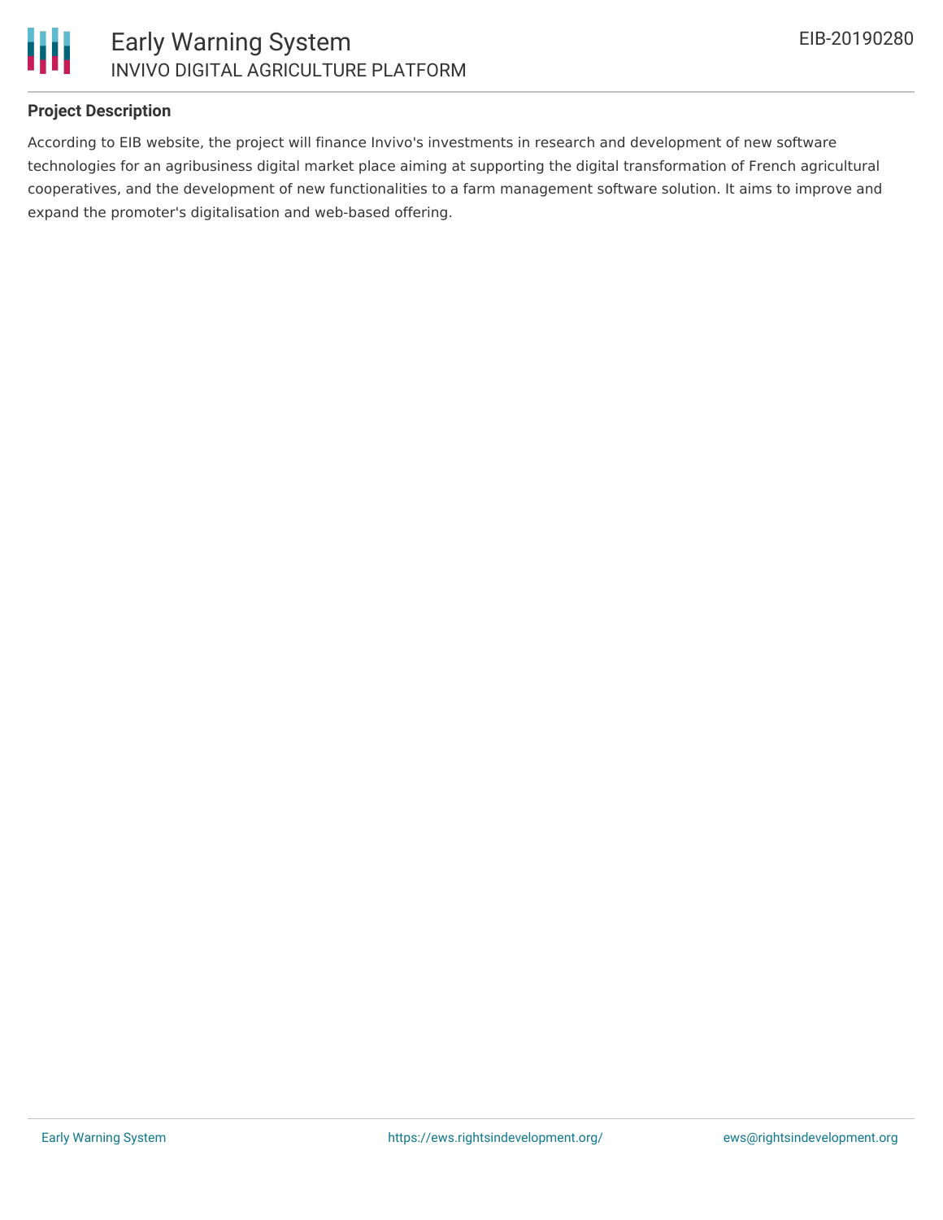## Project Description

According to EIB website, the project will finance Invivo's investments in research and development of new software technologies for an agribusiness digital market place aiming at supporting the digital transformation of French agricultural cooperatives, and the development of new functionalities to a farm management software solution. It aims to improve and expand the promoter's digitalisation and web-based offering.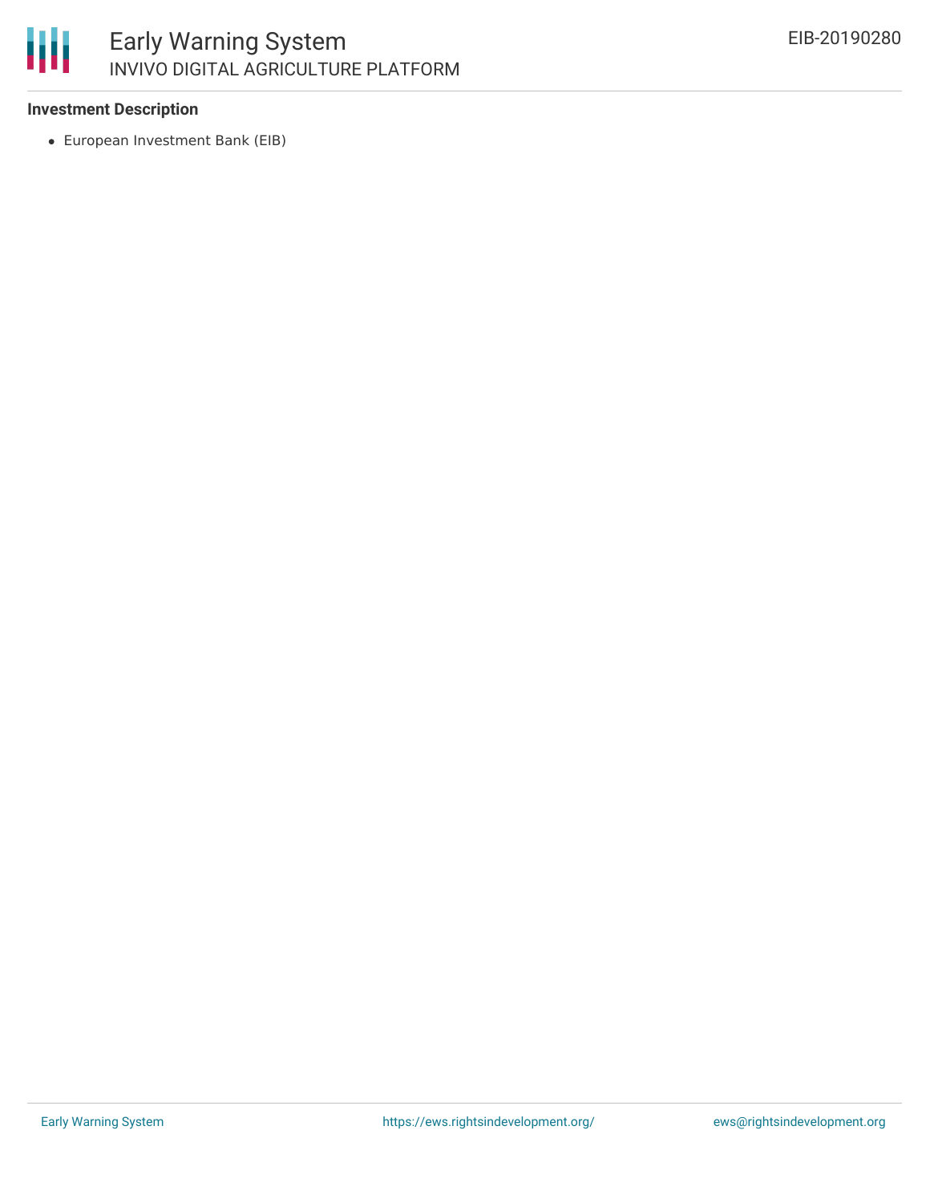**Investment Description**

- European Investment Bank (EIB)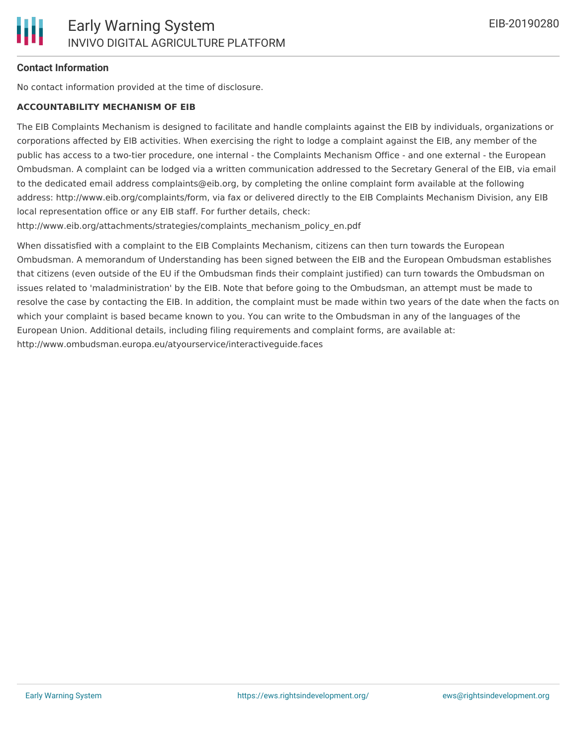### Contact Information

No contact information provided at the time of disclosure.

**ACCOUNTABILITY MECHANISM OF EIB**

The EIB Complaints Mechanism is designed to facilitate and handle complaints against the EIB by individuals, organizations or corporations affected by EIB activities. When exercising the right to lodge a complaint against the EIB, any member of the public has access to a two-tier procedure, one internal - the Complaints Mechanism Office - and one external - the European Ombudsman. A complaint can be lodged via a written communication addressed to the Secretary General of the EIB, via email to the dedicated email address complaints@eib.org, by completing the online complaint form available at the following address: http://www.eib.org/complaints/form, via fax or delivered directly to the EIB Complaints Mechanism Division, any EIB local representation office or any EIB staff. For further details, check: http://www.eib.org/attachments/strategies/complaints_mechanism_policy_en.pdf

When dissatisfied with a complaint to the EIB Complaints Mechanism, citizens can then turn towards the European Ombudsman. A memorandum of Understanding has been signed between the EIB and the European Ombudsman establishes that citizens (even outside of the EU if the Ombudsman finds their complaint justified) can turn towards the Ombudsman on issues related to 'maladministration' by the EIB. Note that before going to the Ombudsman, an attempt must be made to resolve the case by contacting the EIB. In addition, the complaint must be made within two years of the date when the facts on which your complaint is based became known to you. You can write to the Ombudsman in any of the languages of the European Union. Additional details, including filing requirements and complaint forms, are available at: http://www.ombudsman.europa.eu/atyourservice/interactiveguide.faces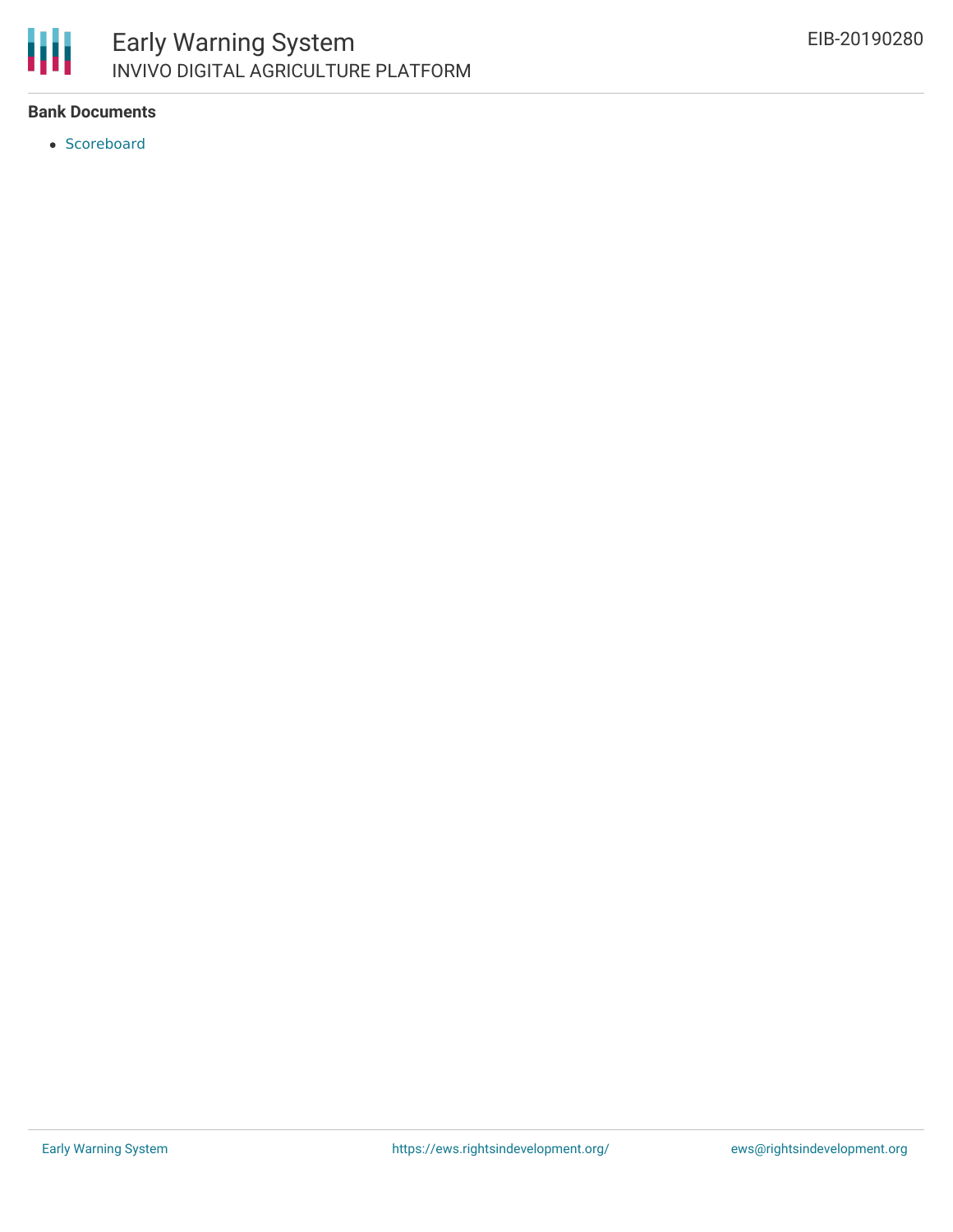**Bank Documents**

- Scoreboard